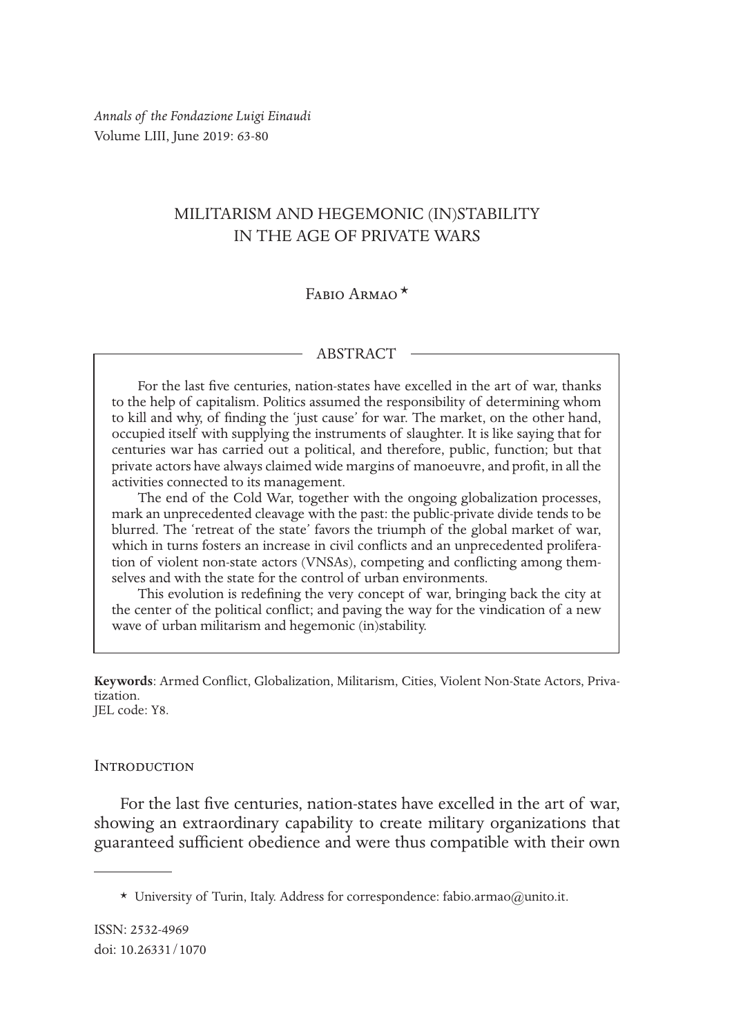*Annals of the Fondazione Luigi Einaudi*
Volume LIII, June 2019: 63-80

# MILITARISM AND HEGEMONIC (IN)STABILITY IN THE AGE OF PRIVATE WARS

Fabio Armao *

## ABSTRACT

For the last five centuries, nation-states have excelled in the art of war, thanks to the help of capitalism. Politics assumed the responsibility of determining whom to kill and why, of finding the 'just cause' for war. The market, on the other hand, occupied itself with supplying the instruments of slaughter. It is like saying that for centuries war has carried out a political, and therefore, public, function; but that private actors have always claimed wide margins of manoeuvre, and profit, in all the activities connected to its management.

The end of the Cold War, together with the ongoing globalization processes, mark an unprecedented cleavage with the past: the public-private divide tends to be blurred. The 'retreat of the state' favors the triumph of the global market of war, which in turns fosters an increase in civil conflicts and an unprecedented proliferation of violent non-state actors (VNSAs), competing and conflicting among themselves and with the state for the control of urban environments.

This evolution is redefining the very concept of war, bringing back the city at the center of the political conflict; and paving the way for the vindication of a new wave of urban militarism and hegemonic (in)stability.

**Keywords**: Armed Conflict, Globalization, Militarism, Cities, Violent Non-State Actors, Privatization.
JEL code: Y8.

## Introduction

For the last five centuries, nation-states have excelled in the art of war, showing an extraordinary capability to create military organizations that guaranteed sufficient obedience and were thus compatible with their own

* University of Turin, Italy. Address for correspondence: fabio.armao@unito.it.

ISSN: 2532-4969
doi: 10.26331/1070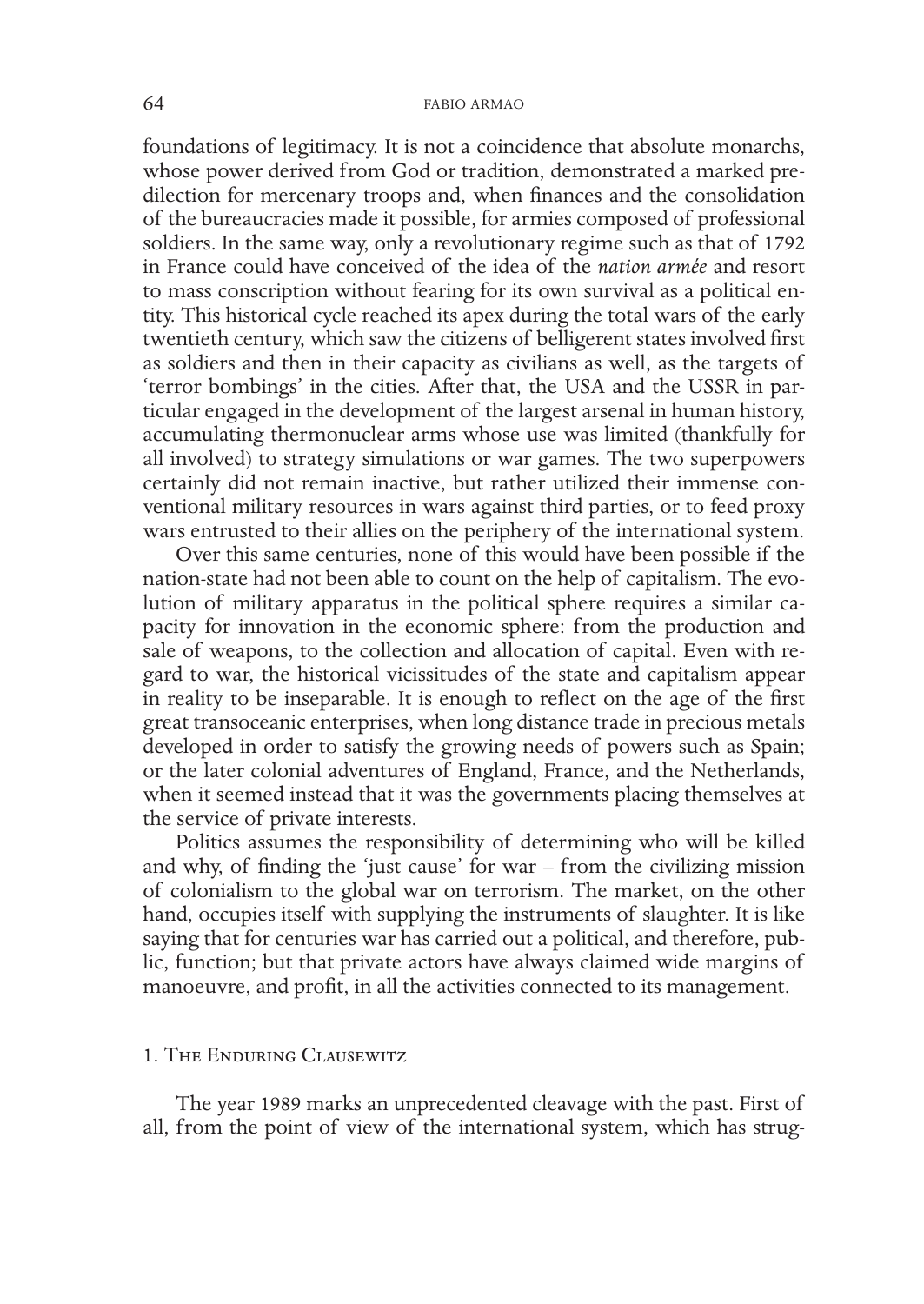foundations of legitimacy. It is not a coincidence that absolute monarchs, whose power derived from God or tradition, demonstrated a marked predilection for mercenary troops and, when finances and the consolidation of the bureaucracies made it possible, for armies composed of professional soldiers. In the same way, only a revolutionary regime such as that of 1792 in France could have conceived of the idea of the *nation armée* and resort to mass conscription without fearing for its own survival as a political entity. This historical cycle reached its apex during the total wars of the early twentieth century, which saw the citizens of belligerent states involved first as soldiers and then in their capacity as civilians as well, as the targets of 'terror bombings' in the cities. After that, the USA and the USSR in particular engaged in the development of the largest arsenal in human history, accumulating thermonuclear arms whose use was limited (thankfully for all involved) to strategy simulations or war games. The two superpowers certainly did not remain inactive, but rather utilized their immense conventional military resources in wars against third parties, or to feed proxy wars entrusted to their allies on the periphery of the international system.

Over this same centuries, none of this would have been possible if the nation-state had not been able to count on the help of capitalism. The evolution of military apparatus in the political sphere requires a similar capacity for innovation in the economic sphere: from the production and sale of weapons, to the collection and allocation of capital. Even with regard to war, the historical vicissitudes of the state and capitalism appear in reality to be inseparable. It is enough to reflect on the age of the first great transoceanic enterprises, when long distance trade in precious metals developed in order to satisfy the growing needs of powers such as Spain; or the later colonial adventures of England, France, and the Netherlands, when it seemed instead that it was the governments placing themselves at the service of private interests.

Politics assumes the responsibility of determining who will be killed and why, of finding the 'just cause' for war – from the civilizing mission of colonialism to the global war on terrorism. The market, on the other hand, occupies itself with supplying the instruments of slaughter. It is like saying that for centuries war has carried out a political, and therefore, public, function; but that private actors have always claimed wide margins of manoeuvre, and profit, in all the activities connected to its management.

## 1. The Enduring Clausewitz

The year 1989 marks an unprecedented cleavage with the past. First of all, from the point of view of the international system, which has strug-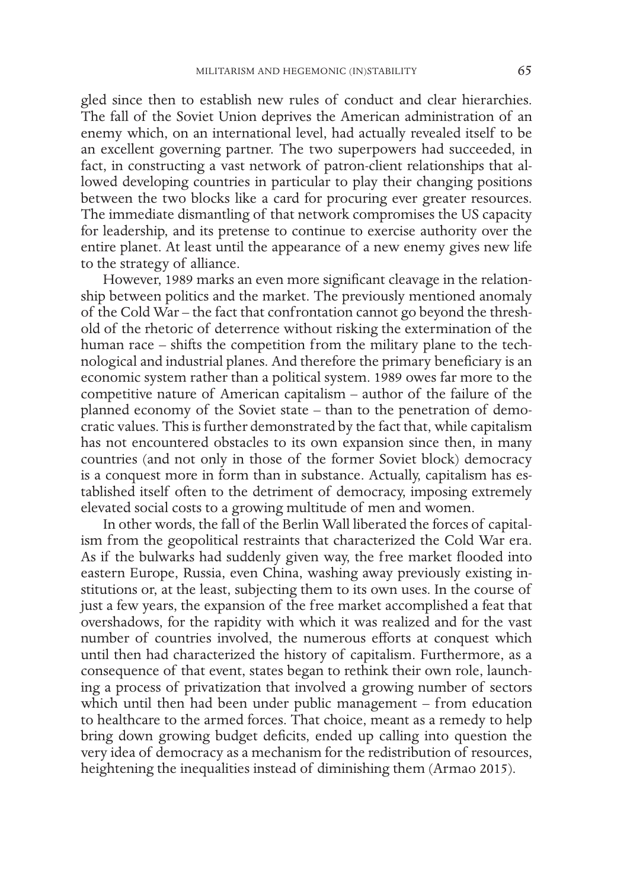gled since then to establish new rules of conduct and clear hierarchies. The fall of the Soviet Union deprives the American administration of an enemy which, on an international level, had actually revealed itself to be an excellent governing partner. The two superpowers had succeeded, in fact, in constructing a vast network of patron-client relationships that allowed developing countries in particular to play their changing positions between the two blocks like a card for procuring ever greater resources. The immediate dismantling of that network compromises the US capacity for leadership, and its pretense to continue to exercise authority over the entire planet. At least until the appearance of a new enemy gives new life to the strategy of alliance.

However, 1989 marks an even more significant cleavage in the relationship between politics and the market. The previously mentioned anomaly of the Cold War – the fact that confrontation cannot go beyond the threshold of the rhetoric of deterrence without risking the extermination of the human race – shifts the competition from the military plane to the technological and industrial planes. And therefore the primary beneficiary is an economic system rather than a political system. 1989 owes far more to the competitive nature of American capitalism – author of the failure of the planned economy of the Soviet state – than to the penetration of democratic values. This is further demonstrated by the fact that, while capitalism has not encountered obstacles to its own expansion since then, in many countries (and not only in those of the former Soviet block) democracy is a conquest more in form than in substance. Actually, capitalism has established itself often to the detriment of democracy, imposing extremely elevated social costs to a growing multitude of men and women.

In other words, the fall of the Berlin Wall liberated the forces of capitalism from the geopolitical restraints that characterized the Cold War era. As if the bulwarks had suddenly given way, the free market flooded into eastern Europe, Russia, even China, washing away previously existing institutions or, at the least, subjecting them to its own uses. In the course of just a few years, the expansion of the free market accomplished a feat that overshadows, for the rapidity with which it was realized and for the vast number of countries involved, the numerous efforts at conquest which until then had characterized the history of capitalism. Furthermore, as a consequence of that event, states began to rethink their own role, launching a process of privatization that involved a growing number of sectors which until then had been under public management – from education to healthcare to the armed forces. That choice, meant as a remedy to help bring down growing budget deficits, ended up calling into question the very idea of democracy as a mechanism for the redistribution of resources, heightening the inequalities instead of diminishing them (Armao 2015).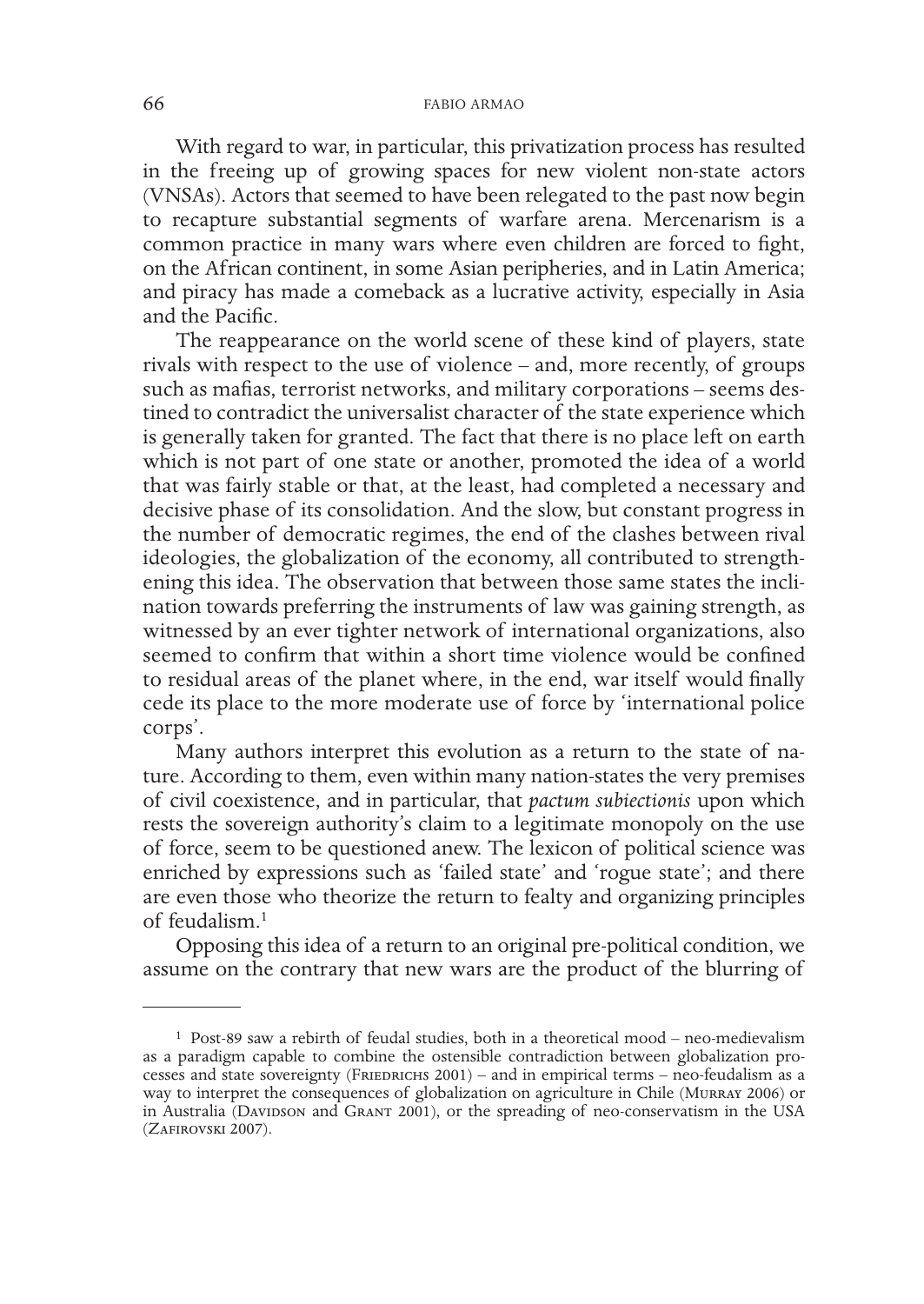With regard to war, in particular, this privatization process has resulted in the freeing up of growing spaces for new violent non-state actors (VNSAs). Actors that seemed to have been relegated to the past now begin to recapture substantial segments of warfare arena. Mercenarism is a common practice in many wars where even children are forced to fight, on the African continent, in some Asian peripheries, and in Latin America; and piracy has made a comeback as a lucrative activity, especially in Asia and the Pacific.

The reappearance on the world scene of these kind of players, state rivals with respect to the use of violence – and, more recently, of groups such as mafias, terrorist networks, and military corporations – seems destined to contradict the universalist character of the state experience which is generally taken for granted. The fact that there is no place left on earth which is not part of one state or another, promoted the idea of a world that was fairly stable or that, at the least, had completed a necessary and decisive phase of its consolidation. And the slow, but constant progress in the number of democratic regimes, the end of the clashes between rival ideologies, the globalization of the economy, all contributed to strengthening this idea. The observation that between those same states the inclination towards preferring the instruments of law was gaining strength, as witnessed by an ever tighter network of international organizations, also seemed to confirm that within a short time violence would be confined to residual areas of the planet where, in the end, war itself would finally cede its place to the more moderate use of force by 'international police corps'.

Many authors interpret this evolution as a return to the state of nature. According to them, even within many nation-states the very premises of civil coexistence, and in particular, that *pactum subiectionis* upon which rests the sovereign authority's claim to a legitimate monopoly on the use of force, seem to be questioned anew. The lexicon of political science was enriched by expressions such as 'failed state' and 'rogue state'; and there are even those who theorize the return to fealty and organizing principles of feudalism.[1]

Opposing this idea of a return to an original pre-political condition, we assume on the contrary that new wars are the product of the blurring of

---

[1] Post-89 saw a rebirth of feudal studies, both in a theoretical mood – neo-medievalism as a paradigm capable to combine the ostensible contradiction between globalization processes and state sovereignty (Friedrichs 2001) – and in empirical terms – neo-feudalism as a way to interpret the consequences of globalization on agriculture in Chile (Murray 2006) or in Australia (Davidson and Grant 2001), or the spreading of neo-conservatism in the USA (Zafirovski 2007).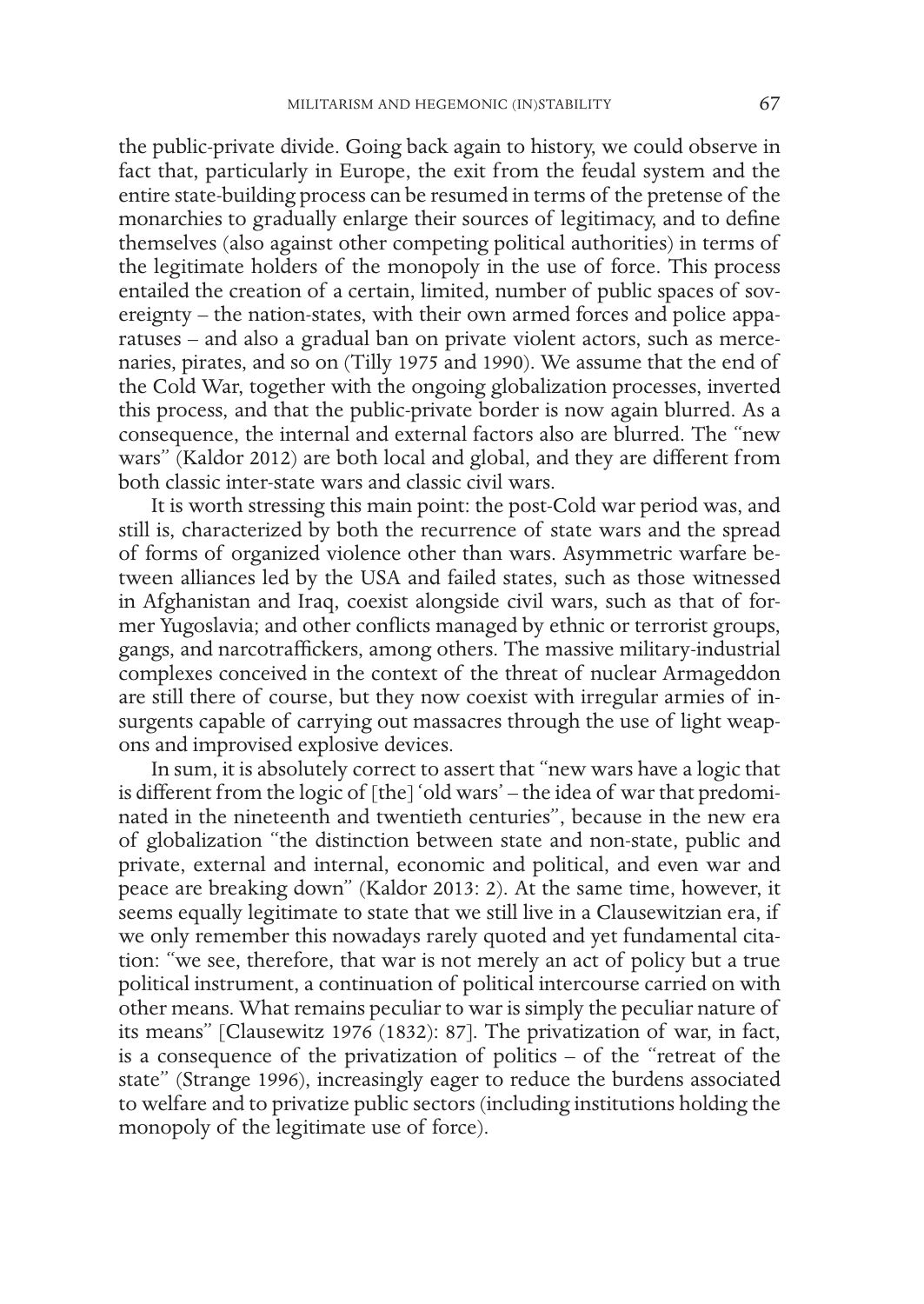the public-private divide. Going back again to history, we could observe in fact that, particularly in Europe, the exit from the feudal system and the entire state-building process can be resumed in terms of the pretense of the monarchies to gradually enlarge their sources of legitimacy, and to define themselves (also against other competing political authorities) in terms of the legitimate holders of the monopoly in the use of force. This process entailed the creation of a certain, limited, number of public spaces of sovereignty – the nation-states, with their own armed forces and police apparatuses – and also a gradual ban on private violent actors, such as mercenaries, pirates, and so on (Tilly 1975 and 1990). We assume that the end of the Cold War, together with the ongoing globalization processes, inverted this process, and that the public-private border is now again blurred. As a consequence, the internal and external factors also are blurred. The "new wars" (Kaldor 2012) are both local and global, and they are different from both classic inter-state wars and classic civil wars.

It is worth stressing this main point: the post-Cold war period was, and still is, characterized by both the recurrence of state wars and the spread of forms of organized violence other than wars. Asymmetric warfare between alliances led by the USA and failed states, such as those witnessed in Afghanistan and Iraq, coexist alongside civil wars, such as that of former Yugoslavia; and other conflicts managed by ethnic or terrorist groups, gangs, and narcotraffickers, among others. The massive military-industrial complexes conceived in the context of the threat of nuclear Armageddon are still there of course, but they now coexist with irregular armies of insurgents capable of carrying out massacres through the use of light weapons and improvised explosive devices.

In sum, it is absolutely correct to assert that "new wars have a logic that is different from the logic of [the] 'old wars' – the idea of war that predominated in the nineteenth and twentieth centuries", because in the new era of globalization "the distinction between state and non-state, public and private, external and internal, economic and political, and even war and peace are breaking down" (Kaldor 2013: 2). At the same time, however, it seems equally legitimate to state that we still live in a Clausewitzian era, if we only remember this nowadays rarely quoted and yet fundamental citation: "we see, therefore, that war is not merely an act of policy but a true political instrument, a continuation of political intercourse carried on with other means. What remains peculiar to war is simply the peculiar nature of its means" [Clausewitz 1976 (1832): 87]. The privatization of war, in fact, is a consequence of the privatization of politics – of the "retreat of the state" (Strange 1996), increasingly eager to reduce the burdens associated to welfare and to privatize public sectors (including institutions holding the monopoly of the legitimate use of force).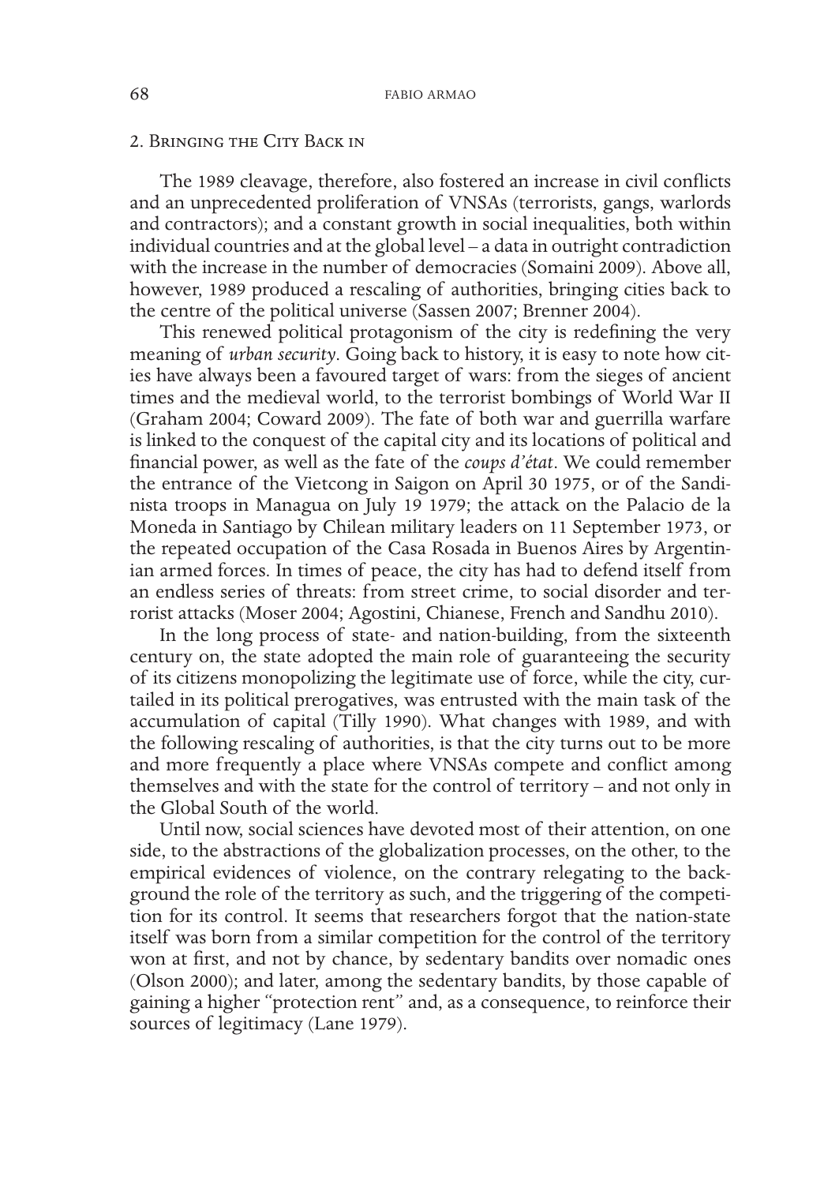## 2. Bringing the City Back in

The 1989 cleavage, therefore, also fostered an increase in civil conflicts and an unprecedented proliferation of VNSAs (terrorists, gangs, warlords and contractors); and a constant growth in social inequalities, both within individual countries and at the global level – a data in outright contradiction with the increase in the number of democracies (Somaini 2009). Above all, however, 1989 produced a rescaling of authorities, bringing cities back to the centre of the political universe (Sassen 2007; Brenner 2004).

This renewed political protagonism of the city is redefining the very meaning of *urban security*. Going back to history, it is easy to note how cities have always been a favoured target of wars: from the sieges of ancient times and the medieval world, to the terrorist bombings of World War II (Graham 2004; Coward 2009). The fate of both war and guerrilla warfare is linked to the conquest of the capital city and its locations of political and financial power, as well as the fate of the *coups d'état*. We could remember the entrance of the Vietcong in Saigon on April 30 1975, or of the Sandinista troops in Managua on July 19 1979; the attack on the Palacio de la Moneda in Santiago by Chilean military leaders on 11 September 1973, or the repeated occupation of the Casa Rosada in Buenos Aires by Argentinian armed forces. In times of peace, the city has had to defend itself from an endless series of threats: from street crime, to social disorder and terrorist attacks (Moser 2004; Agostini, Chianese, French and Sandhu 2010).

In the long process of state- and nation-building, from the sixteenth century on, the state adopted the main role of guaranteeing the security of its citizens monopolizing the legitimate use of force, while the city, curtailed in its political prerogatives, was entrusted with the main task of the accumulation of capital (Tilly 1990). What changes with 1989, and with the following rescaling of authorities, is that the city turns out to be more and more frequently a place where VNSAs compete and conflict among themselves and with the state for the control of territory – and not only in the Global South of the world.

Until now, social sciences have devoted most of their attention, on one side, to the abstractions of the globalization processes, on the other, to the empirical evidences of violence, on the contrary relegating to the background the role of the territory as such, and the triggering of the competition for its control. It seems that researchers forgot that the nation-state itself was born from a similar competition for the control of the territory won at first, and not by chance, by sedentary bandits over nomadic ones (Olson 2000); and later, among the sedentary bandits, by those capable of gaining a higher "protection rent" and, as a consequence, to reinforce their sources of legitimacy (Lane 1979).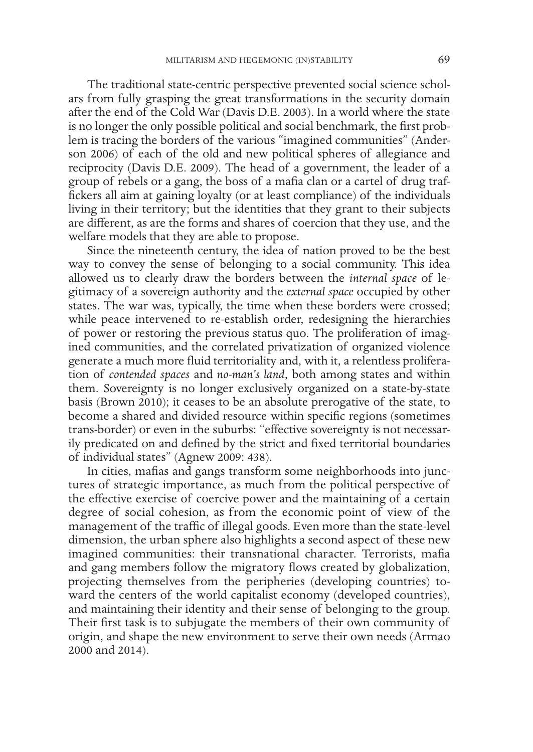The traditional state-centric perspective prevented social science scholars from fully grasping the great transformations in the security domain after the end of the Cold War (Davis D.E. 2003). In a world where the state is no longer the only possible political and social benchmark, the first problem is tracing the borders of the various "imagined communities" (Anderson 2006) of each of the old and new political spheres of allegiance and reciprocity (Davis D.E. 2009). The head of a government, the leader of a group of rebels or a gang, the boss of a mafia clan or a cartel of drug traffickers all aim at gaining loyalty (or at least compliance) of the individuals living in their territory; but the identities that they grant to their subjects are different, as are the forms and shares of coercion that they use, and the welfare models that they are able to propose.

Since the nineteenth century, the idea of nation proved to be the best way to convey the sense of belonging to a social community. This idea allowed us to clearly draw the borders between the *internal space* of legitimacy of a sovereign authority and the *external space* occupied by other states. The war was, typically, the time when these borders were crossed; while peace intervened to re-establish order, redesigning the hierarchies of power or restoring the previous status quo. The proliferation of imagined communities, and the correlated privatization of organized violence generate a much more fluid territoriality and, with it, a relentless proliferation of *contended spaces* and *no-man's land*, both among states and within them. Sovereignty is no longer exclusively organized on a state-by-state basis (Brown 2010); it ceases to be an absolute prerogative of the state, to become a shared and divided resource within specific regions (sometimes trans-border) or even in the suburbs: "effective sovereignty is not necessarily predicated on and defined by the strict and fixed territorial boundaries of individual states" (Agnew 2009: 438).

In cities, mafias and gangs transform some neighborhoods into junctures of strategic importance, as much from the political perspective of the effective exercise of coercive power and the maintaining of a certain degree of social cohesion, as from the economic point of view of the management of the traffic of illegal goods. Even more than the state-level dimension, the urban sphere also highlights a second aspect of these new imagined communities: their transnational character. Terrorists, mafia and gang members follow the migratory flows created by globalization, projecting themselves from the peripheries (developing countries) toward the centers of the world capitalist economy (developed countries), and maintaining their identity and their sense of belonging to the group. Their first task is to subjugate the members of their own community of origin, and shape the new environment to serve their own needs (Armao 2000 and 2014).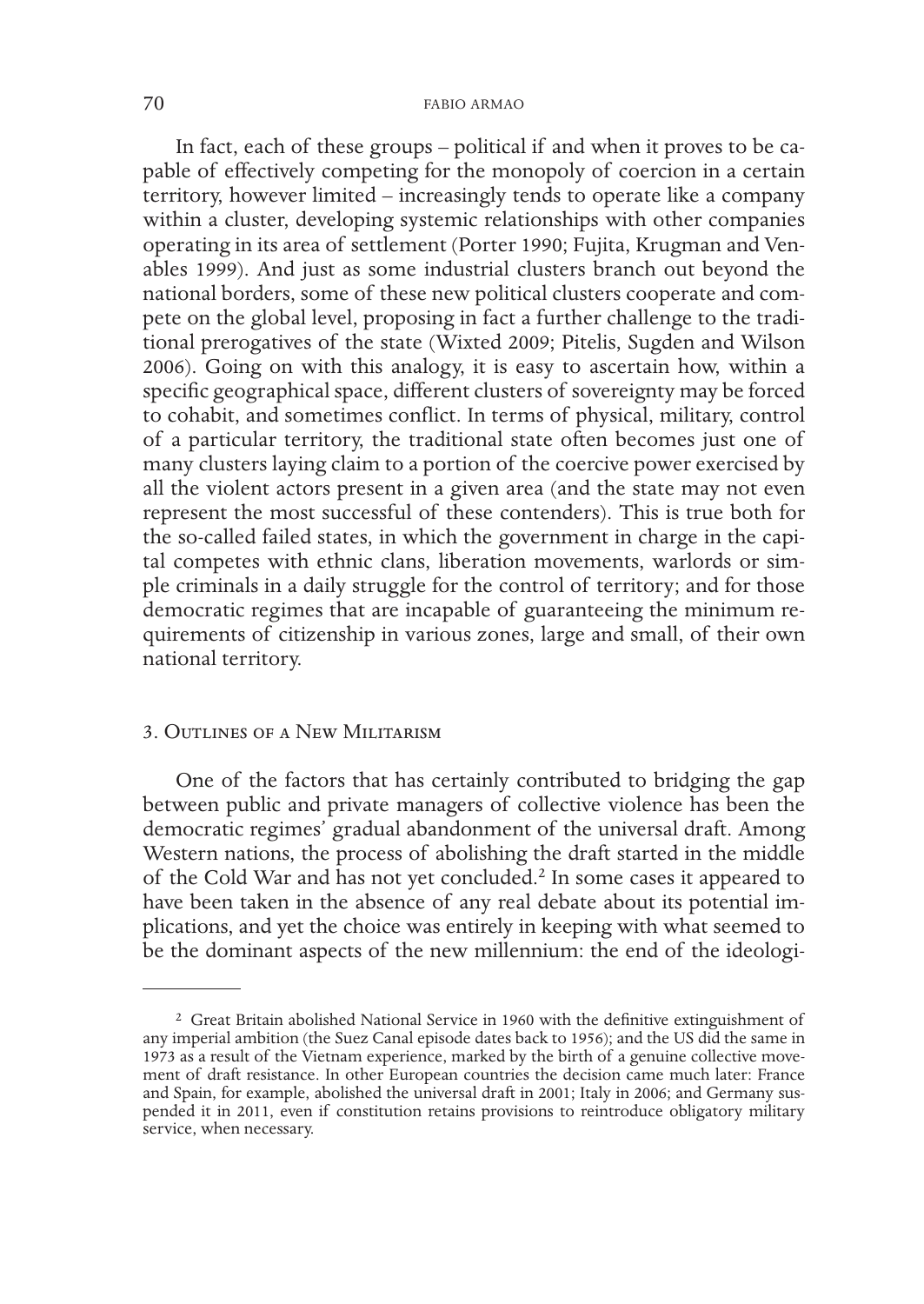In fact, each of these groups – political if and when it proves to be capable of effectively competing for the monopoly of coercion in a certain territory, however limited – increasingly tends to operate like a company within a cluster, developing systemic relationships with other companies operating in its area of settlement (Porter 1990; Fujita, Krugman and Venables 1999). And just as some industrial clusters branch out beyond the national borders, some of these new political clusters cooperate and compete on the global level, proposing in fact a further challenge to the traditional prerogatives of the state (Wixted 2009; Pitelis, Sugden and Wilson 2006). Going on with this analogy, it is easy to ascertain how, within a specific geographical space, different clusters of sovereignty may be forced to cohabit, and sometimes conflict. In terms of physical, military, control of a particular territory, the traditional state often becomes just one of many clusters laying claim to a portion of the coercive power exercised by all the violent actors present in a given area (and the state may not even represent the most successful of these contenders). This is true both for the so-called failed states, in which the government in charge in the capital competes with ethnic clans, liberation movements, warlords or simple criminals in a daily struggle for the control of territory; and for those democratic regimes that are incapable of guaranteeing the minimum requirements of citizenship in various zones, large and small, of their own national territory.

## 3. Outlines of a New Militarism

One of the factors that has certainly contributed to bridging the gap between public and private managers of collective violence has been the democratic regimes' gradual abandonment of the universal draft. Among Western nations, the process of abolishing the draft started in the middle of the Cold War and has not yet concluded.[2] In some cases it appeared to have been taken in the absence of any real debate about its potential implications, and yet the choice was entirely in keeping with what seemed to be the dominant aspects of the new millennium: the end of the ideologi-

---

[2] Great Britain abolished National Service in 1960 with the definitive extinguishment of any imperial ambition (the Suez Canal episode dates back to 1956); and the US did the same in 1973 as a result of the Vietnam experience, marked by the birth of a genuine collective movement of draft resistance. In other European countries the decision came much later: France and Spain, for example, abolished the universal draft in 2001; Italy in 2006; and Germany suspended it in 2011, even if constitution retains provisions to reintroduce obligatory military service, when necessary.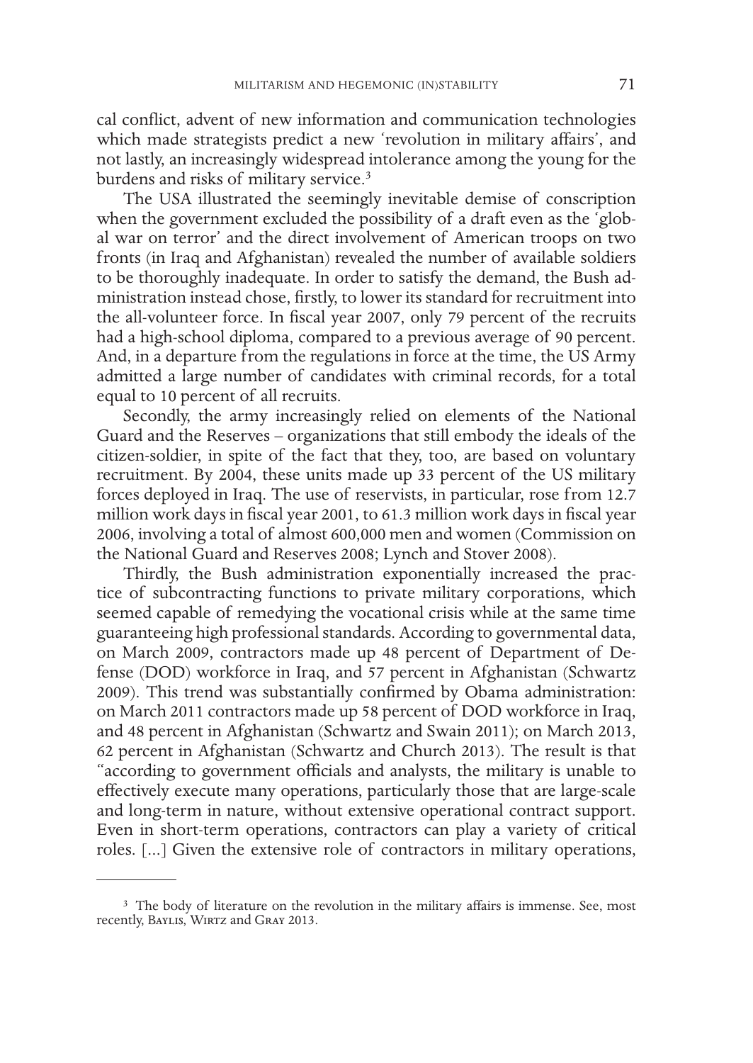cal conflict, advent of new information and communication technologies which made strategists predict a new 'revolution in military affairs', and not lastly, an increasingly widespread intolerance among the young for the burdens and risks of military service.[3]

The USA illustrated the seemingly inevitable demise of conscription when the government excluded the possibility of a draft even as the 'global war on terror' and the direct involvement of American troops on two fronts (in Iraq and Afghanistan) revealed the number of available soldiers to be thoroughly inadequate. In order to satisfy the demand, the Bush administration instead chose, firstly, to lower its standard for recruitment into the all-volunteer force. In fiscal year 2007, only 79 percent of the recruits had a high-school diploma, compared to a previous average of 90 percent. And, in a departure from the regulations in force at the time, the US Army admitted a large number of candidates with criminal records, for a total equal to 10 percent of all recruits.

Secondly, the army increasingly relied on elements of the National Guard and the Reserves – organizations that still embody the ideals of the citizen-soldier, in spite of the fact that they, too, are based on voluntary recruitment. By 2004, these units made up 33 percent of the US military forces deployed in Iraq. The use of reservists, in particular, rose from 12.7 million work days in fiscal year 2001, to 61.3 million work days in fiscal year 2006, involving a total of almost 600,000 men and women (Commission on the National Guard and Reserves 2008; Lynch and Stover 2008).

Thirdly, the Bush administration exponentially increased the practice of subcontracting functions to private military corporations, which seemed capable of remedying the vocational crisis while at the same time guaranteeing high professional standards. According to governmental data, on March 2009, contractors made up 48 percent of Department of Defense (DOD) workforce in Iraq, and 57 percent in Afghanistan (Schwartz 2009). This trend was substantially confirmed by Obama administration: on March 2011 contractors made up 58 percent of DOD workforce in Iraq, and 48 percent in Afghanistan (Schwartz and Swain 2011); on March 2013, 62 percent in Afghanistan (Schwartz and Church 2013). The result is that "according to government officials and analysts, the military is unable to effectively execute many operations, particularly those that are large-scale and long-term in nature, without extensive operational contract support. Even in short-term operations, contractors can play a variety of critical roles. [...] Given the extensive role of contractors in military operations,

---

[3] The body of literature on the revolution in the military affairs is immense. See, most recently, Baylis, Wirtz and Gray 2013.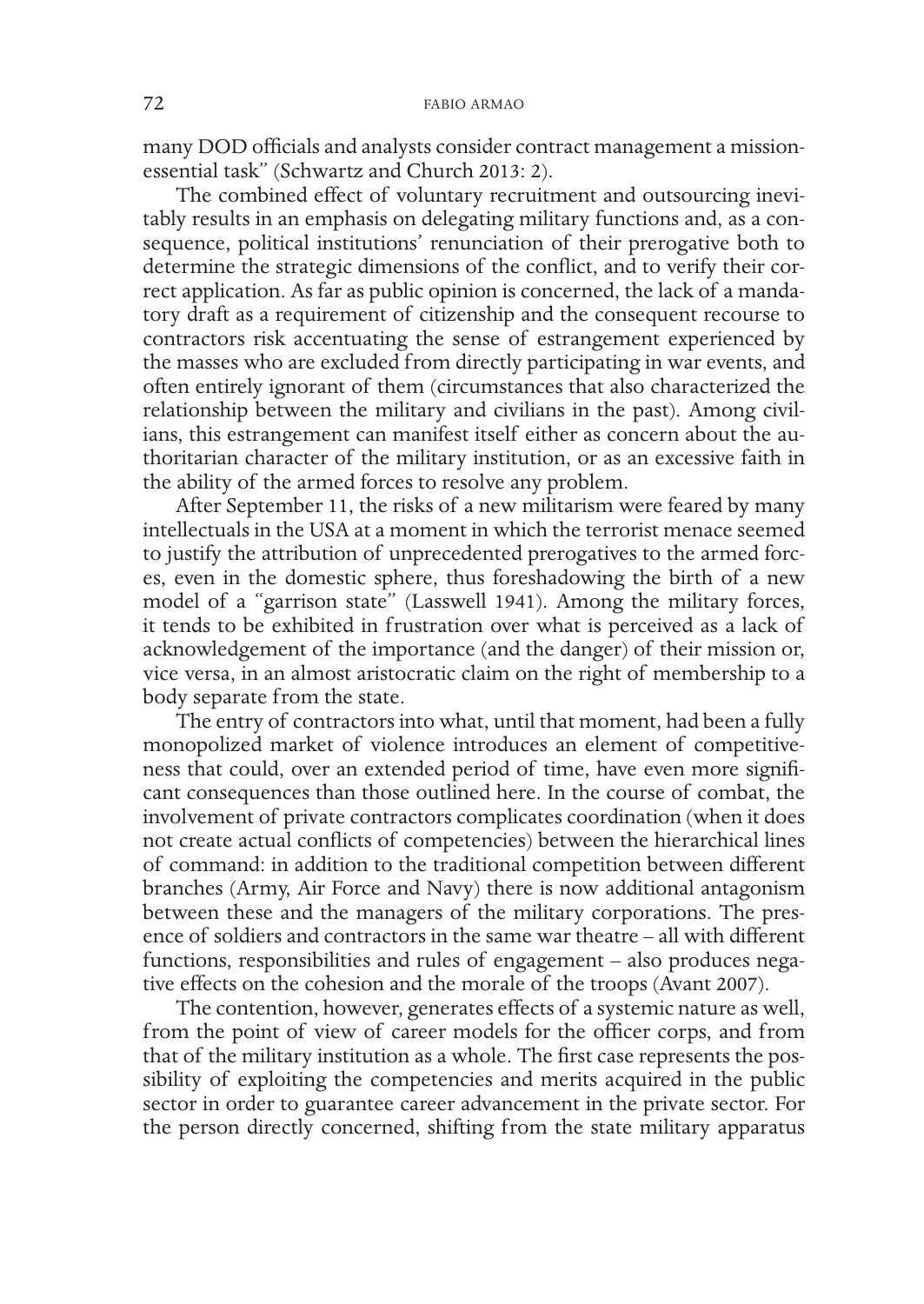many DOD officials and analysts consider contract management a mission-essential task" (Schwartz and Church 2013: 2).

The combined effect of voluntary recruitment and outsourcing inevitably results in an emphasis on delegating military functions and, as a consequence, political institutions' renunciation of their prerogative both to determine the strategic dimensions of the conflict, and to verify their correct application. As far as public opinion is concerned, the lack of a mandatory draft as a requirement of citizenship and the consequent recourse to contractors risk accentuating the sense of estrangement experienced by the masses who are excluded from directly participating in war events, and often entirely ignorant of them (circumstances that also characterized the relationship between the military and civilians in the past). Among civilians, this estrangement can manifest itself either as concern about the authoritarian character of the military institution, or as an excessive faith in the ability of the armed forces to resolve any problem.

After September 11, the risks of a new militarism were feared by many intellectuals in the USA at a moment in which the terrorist menace seemed to justify the attribution of unprecedented prerogatives to the armed forces, even in the domestic sphere, thus foreshadowing the birth of a new model of a "garrison state" (Lasswell 1941). Among the military forces, it tends to be exhibited in frustration over what is perceived as a lack of acknowledgement of the importance (and the danger) of their mission or, vice versa, in an almost aristocratic claim on the right of membership to a body separate from the state.

The entry of contractors into what, until that moment, had been a fully monopolized market of violence introduces an element of competitiveness that could, over an extended period of time, have even more significant consequences than those outlined here. In the course of combat, the involvement of private contractors complicates coordination (when it does not create actual conflicts of competencies) between the hierarchical lines of command: in addition to the traditional competition between different branches (Army, Air Force and Navy) there is now additional antagonism between these and the managers of the military corporations. The presence of soldiers and contractors in the same war theatre – all with different functions, responsibilities and rules of engagement – also produces negative effects on the cohesion and the morale of the troops (Avant 2007).

The contention, however, generates effects of a systemic nature as well, from the point of view of career models for the officer corps, and from that of the military institution as a whole. The first case represents the possibility of exploiting the competencies and merits acquired in the public sector in order to guarantee career advancement in the private sector. For the person directly concerned, shifting from the state military apparatus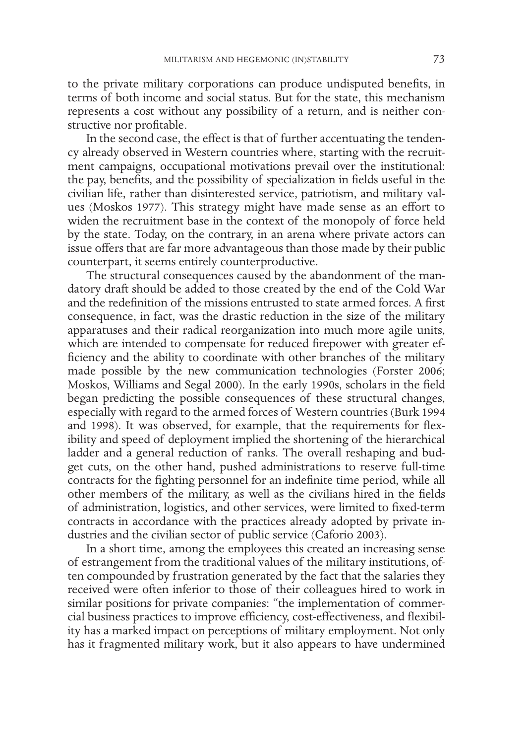to the private military corporations can produce undisputed benefits, in terms of both income and social status. But for the state, this mechanism represents a cost without any possibility of a return, and is neither constructive nor profitable.

In the second case, the effect is that of further accentuating the tendency already observed in Western countries where, starting with the recruitment campaigns, occupational motivations prevail over the institutional: the pay, benefits, and the possibility of specialization in fields useful in the civilian life, rather than disinterested service, patriotism, and military values (Moskos 1977). This strategy might have made sense as an effort to widen the recruitment base in the context of the monopoly of force held by the state. Today, on the contrary, in an arena where private actors can issue offers that are far more advantageous than those made by their public counterpart, it seems entirely counterproductive.

The structural consequences caused by the abandonment of the mandatory draft should be added to those created by the end of the Cold War and the redefinition of the missions entrusted to state armed forces. A first consequence, in fact, was the drastic reduction in the size of the military apparatuses and their radical reorganization into much more agile units, which are intended to compensate for reduced firepower with greater efficiency and the ability to coordinate with other branches of the military made possible by the new communication technologies (Forster 2006; Moskos, Williams and Segal 2000). In the early 1990s, scholars in the field began predicting the possible consequences of these structural changes, especially with regard to the armed forces of Western countries (Burk 1994 and 1998). It was observed, for example, that the requirements for flexibility and speed of deployment implied the shortening of the hierarchical ladder and a general reduction of ranks. The overall reshaping and budget cuts, on the other hand, pushed administrations to reserve full-time contracts for the fighting personnel for an indefinite time period, while all other members of the military, as well as the civilians hired in the fields of administration, logistics, and other services, were limited to fixed-term contracts in accordance with the practices already adopted by private industries and the civilian sector of public service (Caforio 2003).

In a short time, among the employees this created an increasing sense of estrangement from the traditional values of the military institutions, often compounded by frustration generated by the fact that the salaries they received were often inferior to those of their colleagues hired to work in similar positions for private companies: "the implementation of commercial business practices to improve efficiency, cost-effectiveness, and flexibility has a marked impact on perceptions of military employment. Not only has it fragmented military work, but it also appears to have undermined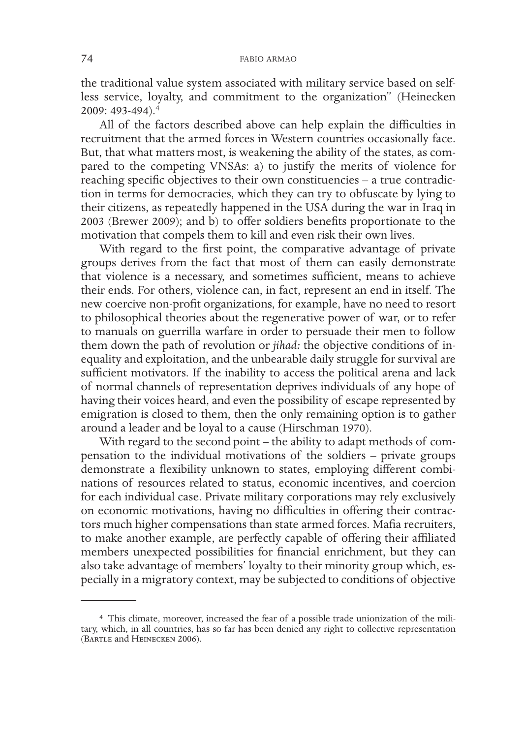the traditional value system associated with military service based on selfless service, loyalty, and commitment to the organization" (Heinecken 2009: 493-494).[4]

All of the factors described above can help explain the difficulties in recruitment that the armed forces in Western countries occasionally face. But, that what matters most, is weakening the ability of the states, as compared to the competing VNSAs: a) to justify the merits of violence for reaching specific objectives to their own constituencies – a true contradiction in terms for democracies, which they can try to obfuscate by lying to their citizens, as repeatedly happened in the USA during the war in Iraq in 2003 (Brewer 2009); and b) to offer soldiers benefits proportionate to the motivation that compels them to kill and even risk their own lives.

With regard to the first point, the comparative advantage of private groups derives from the fact that most of them can easily demonstrate that violence is a necessary, and sometimes sufficient, means to achieve their ends. For others, violence can, in fact, represent an end in itself. The new coercive non-profit organizations, for example, have no need to resort to philosophical theories about the regenerative power of war, or to refer to manuals on guerrilla warfare in order to persuade their men to follow them down the path of revolution or *jihad:* the objective conditions of inequality and exploitation, and the unbearable daily struggle for survival are sufficient motivators. If the inability to access the political arena and lack of normal channels of representation deprives individuals of any hope of having their voices heard, and even the possibility of escape represented by emigration is closed to them, then the only remaining option is to gather around a leader and be loyal to a cause (Hirschman 1970).

With regard to the second point – the ability to adapt methods of compensation to the individual motivations of the soldiers – private groups demonstrate a flexibility unknown to states, employing different combinations of resources related to status, economic incentives, and coercion for each individual case. Private military corporations may rely exclusively on economic motivations, having no difficulties in offering their contractors much higher compensations than state armed forces. Mafia recruiters, to make another example, are perfectly capable of offering their affiliated members unexpected possibilities for financial enrichment, but they can also take advantage of members' loyalty to their minority group which, especially in a migratory context, may be subjected to conditions of objective

---

[4] This climate, moreover, increased the fear of a possible trade unionization of the military, which, in all countries, has so far has been denied any right to collective representation (Bartle and Heinecken 2006).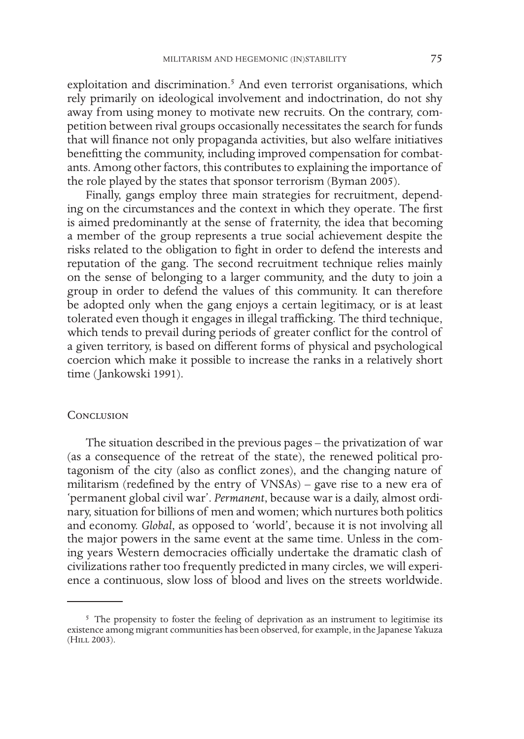exploitation and discrimination.[5] And even terrorist organisations, which rely primarily on ideological involvement and indoctrination, do not shy away from using money to motivate new recruits. On the contrary, competition between rival groups occasionally necessitates the search for funds that will finance not only propaganda activities, but also welfare initiatives benefitting the community, including improved compensation for combatants. Among other factors, this contributes to explaining the importance of the role played by the states that sponsor terrorism (Byman 2005).

Finally, gangs employ three main strategies for recruitment, depending on the circumstances and the context in which they operate. The first is aimed predominantly at the sense of fraternity, the idea that becoming a member of the group represents a true social achievement despite the risks related to the obligation to fight in order to defend the interests and reputation of the gang. The second recruitment technique relies mainly on the sense of belonging to a larger community, and the duty to join a group in order to defend the values of this community. It can therefore be adopted only when the gang enjoys a certain legitimacy, or is at least tolerated even though it engages in illegal trafficking. The third technique, which tends to prevail during periods of greater conflict for the control of a given territory, is based on different forms of physical and psychological coercion which make it possible to increase the ranks in a relatively short time (Jankowski 1991).

## Conclusion

The situation described in the previous pages – the privatization of war (as a consequence of the retreat of the state), the renewed political protagonism of the city (also as conflict zones), and the changing nature of militarism (redefined by the entry of VNSAs) – gave rise to a new era of 'permanent global civil war'. *Permanent*, because war is a daily, almost ordinary, situation for billions of men and women; which nurtures both politics and economy. *Global*, as opposed to 'world', because it is not involving all the major powers in the same event at the same time. Unless in the coming years Western democracies officially undertake the dramatic clash of civilizations rather too frequently predicted in many circles, we will experience a continuous, slow loss of blood and lives on the streets worldwide.

---

[5] The propensity to foster the feeling of deprivation as an instrument to legitimise its existence among migrant communities has been observed, for example, in the Japanese Yakuza (Hill 2003).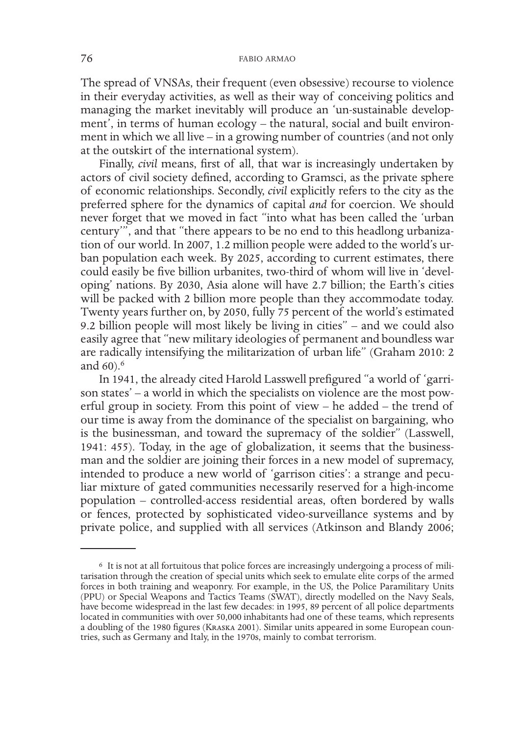The spread of VNSAs, their frequent (even obsessive) recourse to violence in their everyday activities, as well as their way of conceiving politics and managing the market inevitably will produce an 'un-sustainable development', in terms of human ecology – the natural, social and built environment in which we all live – in a growing number of countries (and not only at the outskirt of the international system).

Finally, *civil* means, first of all, that war is increasingly undertaken by actors of civil society defined, according to Gramsci, as the private sphere of economic relationships. Secondly, *civil* explicitly refers to the city as the preferred sphere for the dynamics of capital *and* for coercion. We should never forget that we moved in fact "into what has been called the 'urban century'", and that "there appears to be no end to this headlong urbanization of our world. In 2007, 1.2 million people were added to the world's urban population each week. By 2025, according to current estimates, there could easily be five billion urbanites, two-third of whom will live in 'developing' nations. By 2030, Asia alone will have 2.7 billion; the Earth's cities will be packed with 2 billion more people than they accommodate today. Twenty years further on, by 2050, fully 75 percent of the world's estimated 9.2 billion people will most likely be living in cities" – and we could also easily agree that "new military ideologies of permanent and boundless war are radically intensifying the militarization of urban life" (Graham 2010: 2 and 60).[6]

In 1941, the already cited Harold Lasswell prefigured "a world of 'garrison states' – a world in which the specialists on violence are the most powerful group in society. From this point of view – he added – the trend of our time is away from the dominance of the specialist on bargaining, who is the businessman, and toward the supremacy of the soldier" (Lasswell, 1941: 455). Today, in the age of globalization, it seems that the businessman and the soldier are joining their forces in a new model of supremacy, intended to produce a new world of 'garrison cities': a strange and peculiar mixture of gated communities necessarily reserved for a high-income population – controlled-access residential areas, often bordered by walls or fences, protected by sophisticated video-surveillance systems and by private police, and supplied with all services (Atkinson and Blandy 2006;

---

[6] It is not at all fortuitous that police forces are increasingly undergoing a process of militarisation through the creation of special units which seek to emulate elite corps of the armed forces in both training and weaponry. For example, in the US, the Police Paramilitary Units (PPU) or Special Weapons and Tactics Teams (SWAT), directly modelled on the Navy Seals, have become widespread in the last few decades: in 1995, 89 percent of all police departments located in communities with over 50,000 inhabitants had one of these teams, which represents a doubling of the 1980 figures (Kraska 2001). Similar units appeared in some European countries, such as Germany and Italy, in the 1970s, mainly to combat terrorism.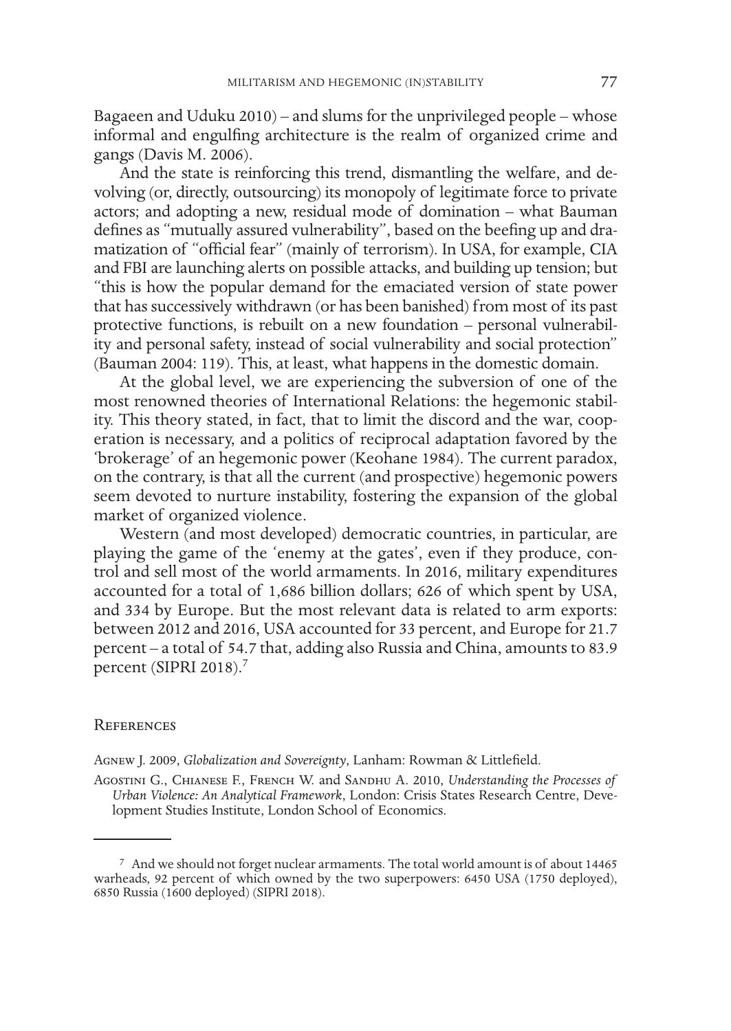Bagaeen and Uduku 2010) – and slums for the unprivileged people – whose informal and engulfing architecture is the realm of organized crime and gangs (Davis M. 2006).

And the state is reinforcing this trend, dismantling the welfare, and devolving (or, directly, outsourcing) its monopoly of legitimate force to private actors; and adopting a new, residual mode of domination – what Bauman defines as "mutually assured vulnerability", based on the beefing up and dramatization of "official fear" (mainly of terrorism). In USA, for example, CIA and FBI are launching alerts on possible attacks, and building up tension; but "this is how the popular demand for the emaciated version of state power that has successively withdrawn (or has been banished) from most of its past protective functions, is rebuilt on a new foundation – personal vulnerability and personal safety, instead of social vulnerability and social protection" (Bauman 2004: 119). This, at least, what happens in the domestic domain.

At the global level, we are experiencing the subversion of one of the most renowned theories of International Relations: the hegemonic stability. This theory stated, in fact, that to limit the discord and the war, cooperation is necessary, and a politics of reciprocal adaptation favored by the 'brokerage' of an hegemonic power (Keohane 1984). The current paradox, on the contrary, is that all the current (and prospective) hegemonic powers seem devoted to nurture instability, fostering the expansion of the global market of organized violence.

Western (and most developed) democratic countries, in particular, are playing the game of the 'enemy at the gates', even if they produce, control and sell most of the world armaments. In 2016, military expenditures accounted for a total of 1,686 billion dollars; 626 of which spent by USA, and 334 by Europe. But the most relevant data is related to arm exports: between 2012 and 2016, USA accounted for 33 percent, and Europe for 21.7 percent – a total of 54.7 that, adding also Russia and China, amounts to 83.9 percent (SIPRI 2018).[7]

## References

Agnew J. 2009, *Globalization and Sovereignty*, Lanham: Rowman & Littlefield.

Agostini G., Chianese F., French W. and Sandhu A. 2010, *Understanding the Processes of Urban Violence: An Analytical Framework*, London: Crisis States Research Centre, Development Studies Institute, London School of Economics.

---

[7] And we should not forget nuclear armaments. The total world amount is of about 14465 warheads, 92 percent of which owned by the two superpowers: 6450 USA (1750 deployed), 6850 Russia (1600 deployed) (SIPRI 2018).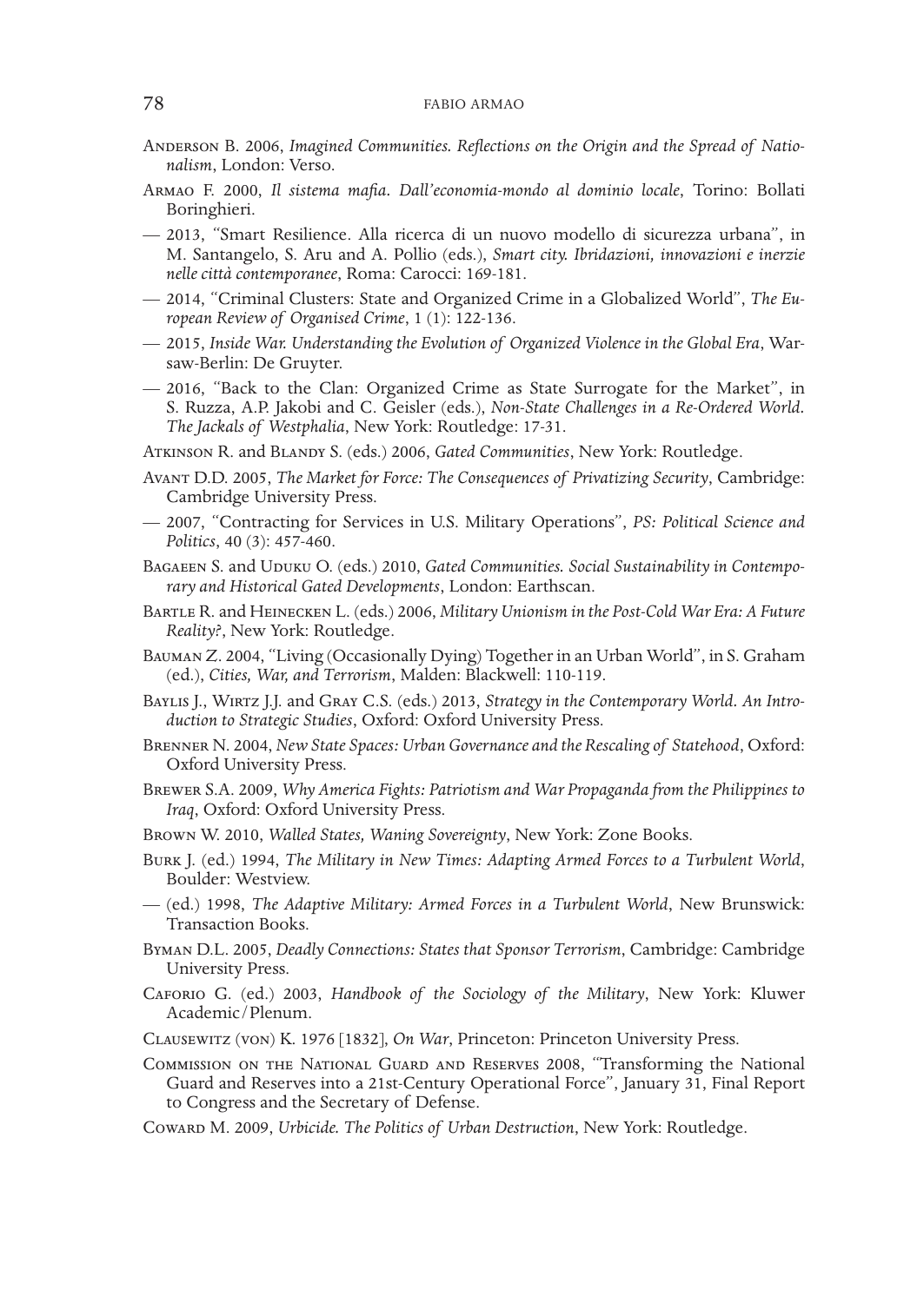Anderson B. 2006, *Imagined Communities. Reflections on the Origin and the Spread of Nationalism*, London: Verso.

Armao F. 2000, *Il sistema mafia. Dall'economia-mondo al dominio locale*, Torino: Bollati Boringhieri.

— 2013, "Smart Resilience. Alla ricerca di un nuovo modello di sicurezza urbana", in M. Santangelo, S. Aru and A. Pollio (eds.), *Smart city. Ibridazioni, innovazioni e inerzie nelle città contemporanee*, Roma: Carocci: 169-181.

— 2014, "Criminal Clusters: State and Organized Crime in a Globalized World", *The European Review of Organised Crime*, 1 (1): 122-136.

— 2015, *Inside War. Understanding the Evolution of Organized Violence in the Global Era*, Warsaw-Berlin: De Gruyter.

— 2016, "Back to the Clan: Organized Crime as State Surrogate for the Market", in S. Ruzza, A.P. Jakobi and C. Geisler (eds.), *Non-State Challenges in a Re-Ordered World. The Jackals of Westphalia*, New York: Routledge: 17-31.

Atkinson R. and Blandy S. (eds.) 2006, *Gated Communities*, New York: Routledge.

Avant D.D. 2005, *The Market for Force: The Consequences of Privatizing Security*, Cambridge: Cambridge University Press.

— 2007, "Contracting for Services in U.S. Military Operations", *PS: Political Science and Politics*, 40 (3): 457-460.

Bagaeen S. and Uduku O. (eds.) 2010, *Gated Communities. Social Sustainability in Contemporary and Historical Gated Developments*, London: Earthscan.

Bartle R. and Heinecken L. (eds.) 2006, *Military Unionism in the Post-Cold War Era: A Future Reality?*, New York: Routledge.

Bauman Z. 2004, "Living (Occasionally Dying) Together in an Urban World", in S. Graham (ed.), *Cities, War, and Terrorism*, Malden: Blackwell: 110-119.

Baylis J., Wirtz J.J. and Gray C.S. (eds.) 2013, *Strategy in the Contemporary World. An Introduction to Strategic Studies*, Oxford: Oxford University Press.

Brenner N. 2004, *New State Spaces: Urban Governance and the Rescaling of Statehood*, Oxford: Oxford University Press.

Brewer S.A. 2009, *Why America Fights: Patriotism and War Propaganda from the Philippines to Iraq*, Oxford: Oxford University Press.

Brown W. 2010, *Walled States, Waning Sovereignty*, New York: Zone Books.

Burk J. (ed.) 1994, *The Military in New Times: Adapting Armed Forces to a Turbulent World*, Boulder: Westview.

— (ed.) 1998, *The Adaptive Military: Armed Forces in a Turbulent World*, New Brunswick: Transaction Books.

Byman D.L. 2005, *Deadly Connections: States that Sponsor Terrorism*, Cambridge: Cambridge University Press.

Caforio G. (ed.) 2003, *Handbook of the Sociology of the Military*, New York: Kluwer Academic/Plenum.

Clausewitz (von) K. 1976 [1832], *On War*, Princeton: Princeton University Press.

Commission on the National Guard and Reserves 2008, "Transforming the National Guard and Reserves into a 21st-Century Operational Force", January 31, Final Report to Congress and the Secretary of Defense.

Coward M. 2009, *Urbicide. The Politics of Urban Destruction*, New York: Routledge.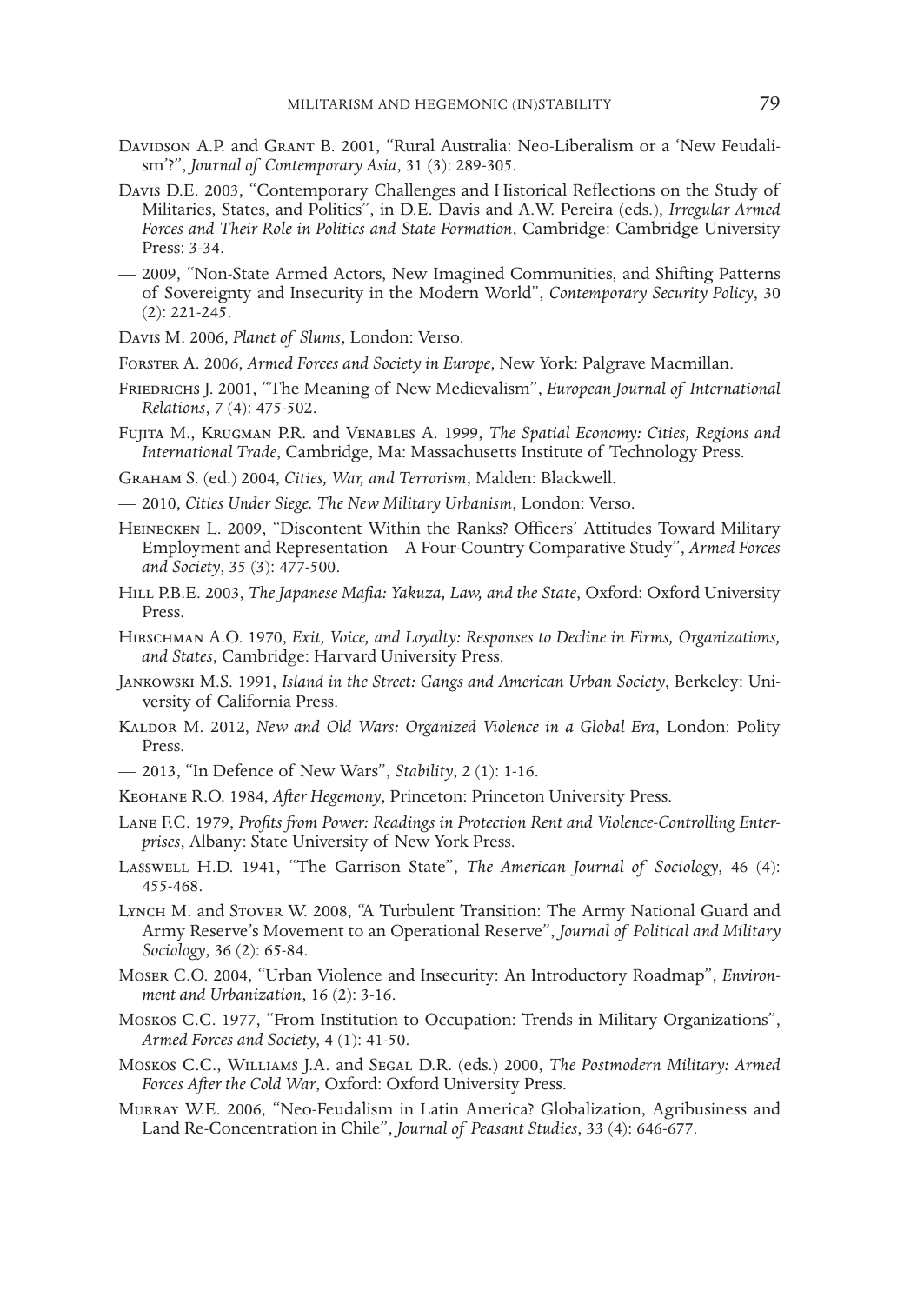Davidson A.P. and Grant B. 2001, "Rural Australia: Neo-Liberalism or a 'New Feudalism'?", *Journal of Contemporary Asia*, 31 (3): 289-305.

Davis D.E. 2003, "Contemporary Challenges and Historical Reflections on the Study of Militaries, States, and Politics", in D.E. Davis and A.W. Pereira (eds.), *Irregular Armed Forces and Their Role in Politics and State Formation*, Cambridge: Cambridge University Press: 3-34.

— 2009, "Non-State Armed Actors, New Imagined Communities, and Shifting Patterns of Sovereignty and Insecurity in the Modern World", *Contemporary Security Policy*, 30 (2): 221-245.

Davis M. 2006, *Planet of Slums*, London: Verso.

Forster A. 2006, *Armed Forces and Society in Europe*, New York: Palgrave Macmillan.

Friedrichs J. 2001, "The Meaning of New Medievalism", *European Journal of International Relations*, 7 (4): 475-502.

Fujita M., Krugman P.R. and Venables A. 1999, *The Spatial Economy: Cities, Regions and International Trade*, Cambridge, Ma: Massachusetts Institute of Technology Press.

Graham S. (ed.) 2004, *Cities, War, and Terrorism*, Malden: Blackwell.

— 2010, *Cities Under Siege. The New Military Urbanism*, London: Verso.

Heinecken L. 2009, "Discontent Within the Ranks? Officers' Attitudes Toward Military Employment and Representation – A Four-Country Comparative Study", *Armed Forces and Society*, 35 (3): 477-500.

Hill P.B.E. 2003, *The Japanese Mafia: Yakuza, Law, and the State*, Oxford: Oxford University Press.

Hirschman A.O. 1970, *Exit, Voice, and Loyalty: Responses to Decline in Firms, Organizations, and States*, Cambridge: Harvard University Press.

Jankowski M.S. 1991, *Island in the Street: Gangs and American Urban Society*, Berkeley: University of California Press.

Kaldor M. 2012, *New and Old Wars: Organized Violence in a Global Era*, London: Polity Press.

— 2013, "In Defence of New Wars", *Stability*, 2 (1): 1-16.

Keohane R.O. 1984, *After Hegemony*, Princeton: Princeton University Press.

Lane F.C. 1979, *Profits from Power: Readings in Protection Rent and Violence-Controlling Enterprises*, Albany: State University of New York Press.

Lasswell H.D. 1941, "The Garrison State", *The American Journal of Sociology*, 46 (4): 455-468.

Lynch M. and Stover W. 2008, "A Turbulent Transition: The Army National Guard and Army Reserve's Movement to an Operational Reserve", *Journal of Political and Military Sociology*, 36 (2): 65-84.

Moser C.O. 2004, "Urban Violence and Insecurity: An Introductory Roadmap", *Environment and Urbanization*, 16 (2): 3-16.

Moskos C.C. 1977, "From Institution to Occupation: Trends in Military Organizations", *Armed Forces and Society*, 4 (1): 41-50.

Moskos C.C., Williams J.A. and Segal D.R. (eds.) 2000, *The Postmodern Military: Armed Forces After the Cold War*, Oxford: Oxford University Press.

Murray W.E. 2006, "Neo-Feudalism in Latin America? Globalization, Agribusiness and Land Re-Concentration in Chile", *Journal of Peasant Studies*, 33 (4): 646-677.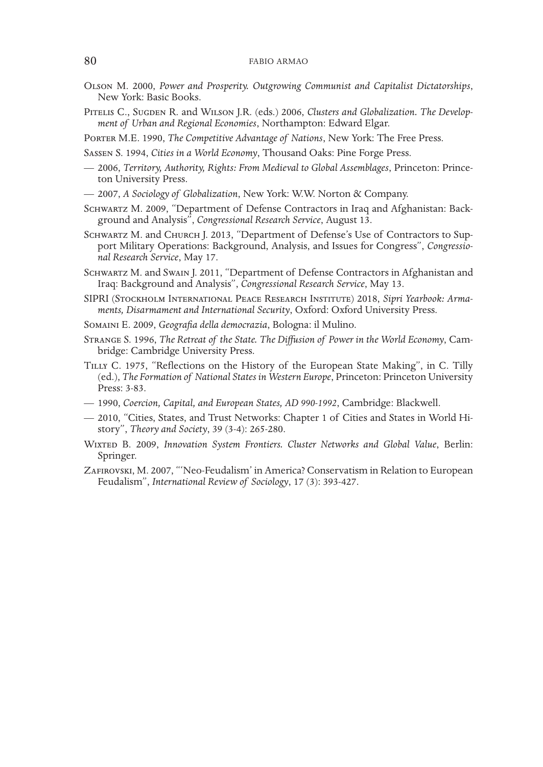Olson M. 2000, *Power and Prosperity. Outgrowing Communist and Capitalist Dictatorships*, New York: Basic Books.

Pitelis C., Sugden R. and Wilson J.R. (eds.) 2006, *Clusters and Globalization. The Development of Urban and Regional Economies*, Northampton: Edward Elgar.

Porter M.E. 1990, *The Competitive Advantage of Nations*, New York: The Free Press.

Sassen S. 1994, *Cities in a World Economy*, Thousand Oaks: Pine Forge Press.

— 2006, *Territory, Authority, Rights: From Medieval to Global Assemblages*, Princeton: Princeton University Press.

— 2007, *A Sociology of Globalization*, New York: W.W. Norton & Company.

Schwartz M. 2009, "Department of Defense Contractors in Iraq and Afghanistan: Background and Analysis", *Congressional Research Service*, August 13.

Schwartz M. and Church J. 2013, "Department of Defense's Use of Contractors to Support Military Operations: Background, Analysis, and Issues for Congress", *Congressional Research Service*, May 17.

Schwartz M. and Swain J. 2011, "Department of Defense Contractors in Afghanistan and Iraq: Background and Analysis", *Congressional Research Service*, May 13.

SIPRI (Stockholm International Peace Research Institute) 2018, *Sipri Yearbook: Armaments, Disarmament and International Security*, Oxford: Oxford University Press.

Somaini E. 2009, *Geografia della democrazia*, Bologna: il Mulino.

Strange S. 1996, *The Retreat of the State. The Diffusion of Power in the World Economy*, Cambridge: Cambridge University Press.

Tilly C. 1975, "Reflections on the History of the European State Making", in C. Tilly (ed.), *The Formation of National States in Western Europe*, Princeton: Princeton University Press: 3-83.

— 1990, *Coercion, Capital, and European States, AD 990-1992*, Cambridge: Blackwell.

— 2010, "Cities, States, and Trust Networks: Chapter 1 of Cities and States in World History", *Theory and Society*, 39 (3-4): 265-280.

Wixted B. 2009, *Innovation System Frontiers. Cluster Networks and Global Value*, Berlin: Springer.

Zafirovski, M. 2007, "'Neo-Feudalism' in America? Conservatism in Relation to European Feudalism", *International Review of Sociology*, 17 (3): 393-427.